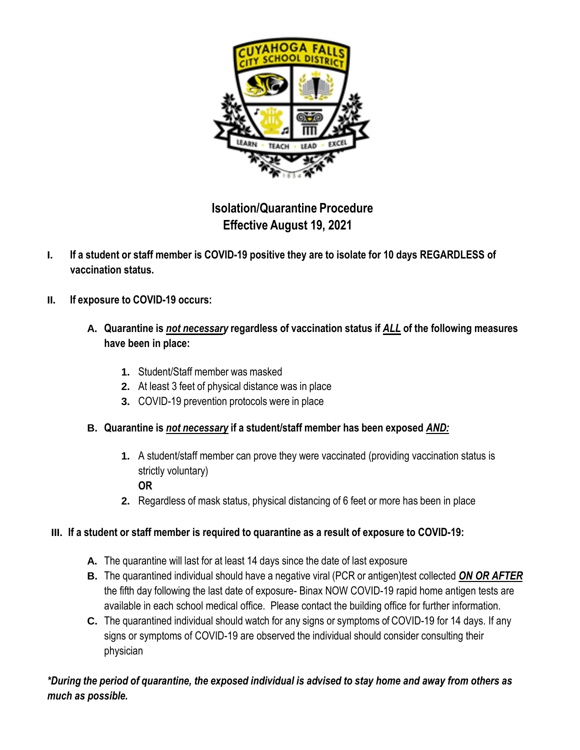# Isolation/Quarantine Procedure
## Effective August 19, 2021

**I. If a student or staff member is COVID-19 positive they are to isolate for 10 days REGARDLESS of vaccination status.**

**II. If exposure to COVID-19 occurs:**

**A. Quarantine is _not necessary_ regardless of vaccination status if _ALL_ of the following measures have been in place:**

1. Student/Staff member was masked
2. At least 3 feet of physical distance was in place
3. COVID-19 prevention protocols were in place

**B. Quarantine is _not necessary_ if a student/staff member has been exposed _AND:_**

1. A student/staff member can prove they were vaccinated (providing vaccination status is strictly voluntary)
   **OR**
2. Regardless of mask status, physical distancing of 6 feet or more has been in place

**III. If a student or staff member is required to quarantine as a result of exposure to COVID-19:**

**A.** The quarantine will last for at least 14 days since the date of last exposure

**B.** The quarantined individual should have a negative viral (PCR or antigen)test collected ***ON OR AFTER*** the fifth day following the last date of exposure- Binax NOW COVID-19 rapid home antigen tests are available in each school medical office. Please contact the building office for further information.

**C.** The quarantined individual should watch for any signs or symptoms of COVID-19 for 14 days. If any signs or symptoms of COVID-19 are observed the individual should consider consulting their physician

***During the period of quarantine, the exposed individual is advised to stay home and away from others as much as possible.***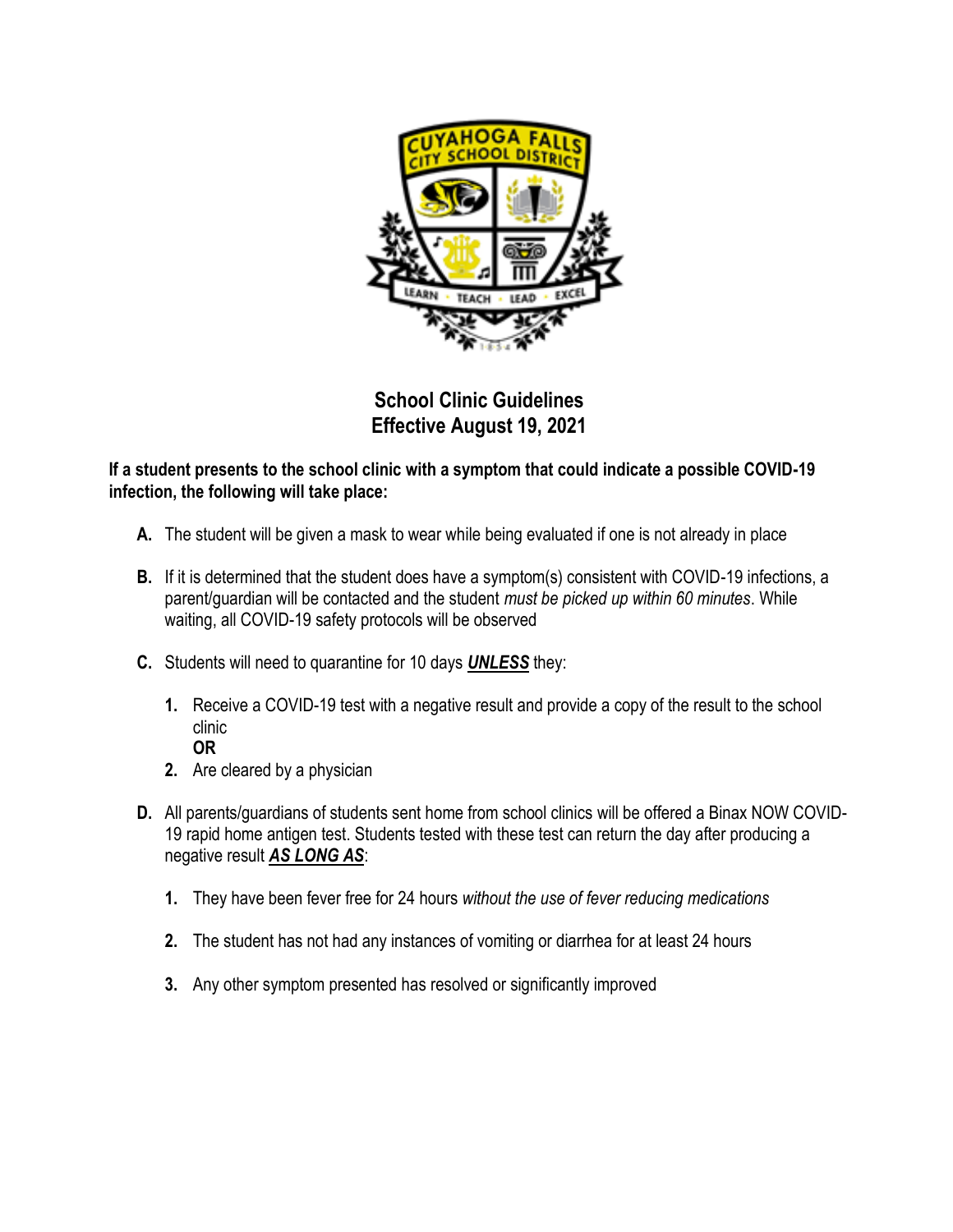# School Clinic Guidelines
# Effective August 19, 2021

**If a student presents to the school clinic with a symptom that could indicate a possible COVID-19 infection, the following will take place:**

**A.** The student will be given a mask to wear while being evaluated if one is not already in place

**B.** If it is determined that the student does have a symptom(s) consistent with COVID-19 infections, a parent/guardian will be contacted and the student *must be picked up within 60 minutes*. While waiting, all COVID-19 safety protocols will be observed

**C.** Students will need to quarantine for 10 days ***UNLESS*** they:

1. Receive a COVID-19 test with a negative result and provide a copy of the result to the school clinic
   **OR**
2. Are cleared by a physician

**D.** All parents/guardians of students sent home from school clinics will be offered a Binax NOW COVID-19 rapid home antigen test. Students tested with these test can return the day after producing a negative result ***AS LONG AS***:

1. They have been fever free for 24 hours *without the use of fever reducing medications*
2. The student has not had any instances of vomiting or diarrhea for at least 24 hours
3. Any other symptom presented has resolved or significantly improved